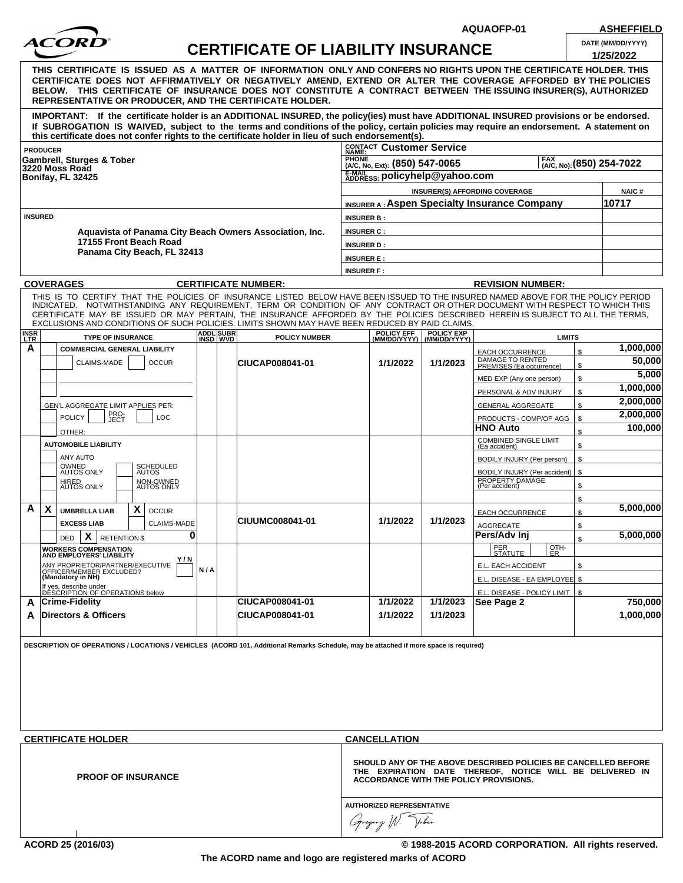AQUAOFP-01 ASHEFFIELD

# ACORD CERTIFICATE OF LIABILITY INSURANCE

DATE (MM/DD/YYYY): 1/25/2022

**THIS CERTIFICATE IS ISSUED AS A MATTER OF INFORMATION ONLY AND CONFERS NO RIGHTS UPON THE CERTIFICATE HOLDER. THIS CERTIFICATE DOES NOT AFFIRMATIVELY OR NEGATIVELY AMEND, EXTEND OR ALTER THE COVERAGE AFFORDED BY THE POLICIES BELOW. THIS CERTIFICATE OF INSURANCE DOES NOT CONSTITUTE A CONTRACT BETWEEN THE ISSUING INSURER(S), AUTHORIZED REPRESENTATIVE OR PRODUCER, AND THE CERTIFICATE HOLDER.**

**IMPORTANT: If the certificate holder is an ADDITIONAL INSURED, the policy(ies) must have ADDITIONAL INSURED provisions or be endorsed. If SUBROGATION IS WAIVED, subject to the terms and conditions of the policy, certain policies may require an endorsement. A statement on this certificate does not confer rights to the certificate holder in lieu of such endorsement(s).**

**PRODUCER**
Gambrell, Sturges & Tober
3220 Moss Road
Bonifay, FL 32425

CONTACT NAME: Customer Service
PHONE (A/C, No, Ext): (850) 547-0065
FAX (A/C, No): (850) 254-7022
E-MAIL ADDRESS: policyhelp@yahoo.com

| INSURER(S) AFFORDING COVERAGE | NAIC # |
|---|---|
| INSURER A : Aspen Specialty Insurance Company | 10717 |
| INSURER B : | |
| INSURER C : | |
| INSURER D : | |
| INSURER E : | |
| INSURER F : | |

**INSURED**
Aquavista of Panama City Beach Owners Association, Inc.
17155 Front Beach Road
Panama City Beach, FL 32413

**COVERAGES** CERTIFICATE NUMBER: REVISION NUMBER:

THIS IS TO CERTIFY THAT THE POLICIES OF INSURANCE LISTED BELOW HAVE BEEN ISSUED TO THE INSURED NAMED ABOVE FOR THE POLICY PERIOD INDICATED. NOTWITHSTANDING ANY REQUIREMENT, TERM OR CONDITION OF ANY CONTRACT OR OTHER DOCUMENT WITH RESPECT TO WHICH THIS CERTIFICATE MAY BE ISSUED OR MAY PERTAIN, THE INSURANCE AFFORDED BY THE POLICIES DESCRIBED HEREIN IS SUBJECT TO ALL THE TERMS, EXCLUSIONS AND CONDITIONS OF SUCH POLICIES. LIMITS SHOWN MAY HAVE BEEN REDUCED BY PAID CLAIMS.

| INSR LTR | TYPE OF INSURANCE | ADDL INSD | SUBR WVD | POLICY NUMBER | POLICY EFF (MM/DD/YYYY) | POLICY EXP (MM/DD/YYYY) | LIMITS | |
|---|---|---|---|---|---|---|---|---|
| A | COMMERCIAL GENERAL LIABILITY | | | CIUCAP008041-01 | 1/1/2022 | 1/1/2023 | EACH OCCURRENCE | $ 1,000,000 |
| | CLAIMS-MADE / OCCUR | | | | | | DAMAGE TO RENTED PREMISES (Ea occurrence) | $ 50,000 |
| | | | | | | | MED EXP (Any one person) | $ 5,000 |
| | | | | | | | PERSONAL & ADV INJURY | $ 1,000,000 |
| | GEN'L AGGREGATE LIMIT APPLIES PER: | | | | | | GENERAL AGGREGATE | $ 2,000,000 |
| | POLICY / PRO-JECT / LOC | | | | | | PRODUCTS - COMP/OP AGG | $ 2,000,000 |
| | OTHER: | | | | | | HNO Auto | $ 100,000 |
| | AUTOMOBILE LIABILITY | | | | | | COMBINED SINGLE LIMIT (Ea accident) | $ |
| | ANY AUTO | | | | | | BODILY INJURY (Per person) | $ |
| | OWNED AUTOS ONLY / SCHEDULED AUTOS | | | | | | BODILY INJURY (Per accident) | $ |
| | HIRED AUTOS ONLY / NON-OWNED AUTOS ONLY | | | | | | PROPERTY DAMAGE (Per accident) | $ |
| | | | | | | | | $ |
| A | X UMBRELLA LIAB X OCCUR | | | CIUUMC008041-01 | 1/1/2022 | 1/1/2023 | EACH OCCURRENCE | $ 5,000,000 |
| | EXCESS LIAB / CLAIMS-MADE | | | | | | AGGREGATE | $ |
| | DED X RETENTION $ 0 | | | | | | Pers/Adv Inj | $ 5,000,000 |
| | WORKERS COMPENSATION AND EMPLOYERS' LIABILITY Y/N | | | | | | PER STATUTE / OTH-ER | |
| | ANY PROPRIETOR/PARTNER/EXECUTIVE OFFICER/MEMBER EXCLUDED? (Mandatory in NH) | N/A | | | | | E.L. EACH ACCIDENT | $ |
| | If yes, describe under DESCRIPTION OF OPERATIONS below | | | | | | E.L. DISEASE - EA EMPLOYEE | $ |
| | | | | | | | E.L. DISEASE - POLICY LIMIT | $ |
| A | Crime-Fidelity | | | CIUCAP008041-01 | 1/1/2022 | 1/1/2023 | See Page 2 | 750,000 |
| A | Directors & Officers | | | CIUCAP008041-01 | 1/1/2022 | 1/1/2023 | | 1,000,000 |

DESCRIPTION OF OPERATIONS / LOCATIONS / VEHICLES (ACORD 101, Additional Remarks Schedule, may be attached if more space is required)

**CERTIFICATE HOLDER**

PROOF OF INSURANCE

**CANCELLATION**

SHOULD ANY OF THE ABOVE DESCRIBED POLICIES BE CANCELLED BEFORE THE EXPIRATION DATE THEREOF, NOTICE WILL BE DELIVERED IN ACCORDANCE WITH THE POLICY PROVISIONS.

AUTHORIZED REPRESENTATIVE
Gregory W. Tober

ACORD 25 (2016/03) © 1988-2015 ACORD CORPORATION. All rights reserved.

The ACORD name and logo are registered marks of ACORD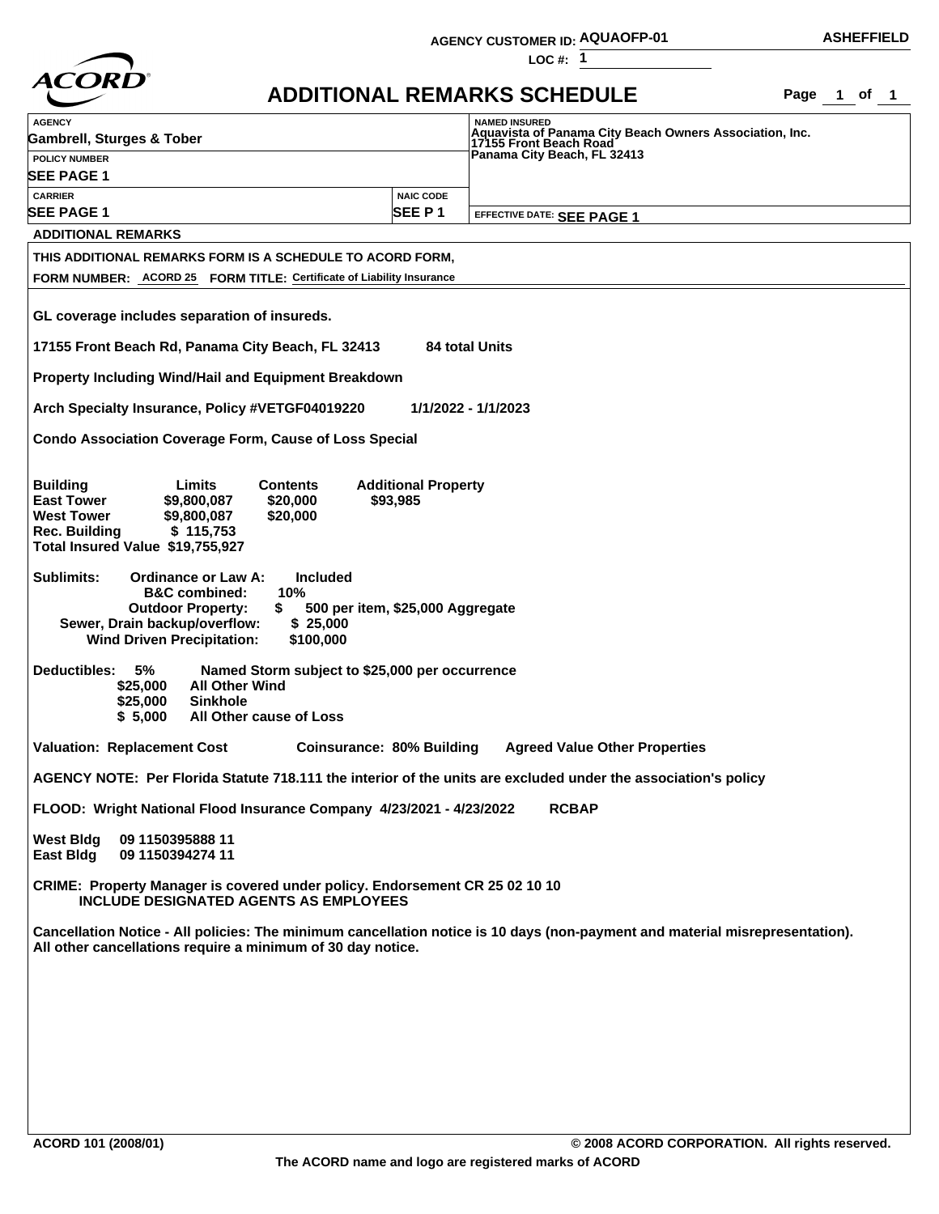AGENCY CUSTOMER ID: AQUAOFP-01 ASHEFFIELD

LOC #: 1

# ADDITIONAL REMARKS SCHEDULE

Page 1 of 1

| | |
|---|---|
| AGENCY<br>Gambrell, Sturges & Tober | NAMED INSURED<br>Aquavista of Panama City Beach Owners Association, Inc.<br>17155 Front Beach Road<br>Panama City Beach, FL 32413 |
| POLICY NUMBER<br>SEE PAGE 1 | |
| CARRIER<br>SEE PAGE 1 — NAIC CODE: SEE P 1 | EFFECTIVE DATE: SEE PAGE 1 |

**ADDITIONAL REMARKS**

THIS ADDITIONAL REMARKS FORM IS A SCHEDULE TO ACORD FORM,
FORM NUMBER: ACORD 25 FORM TITLE: Certificate of Liability Insurance

**GL coverage includes separation of insureds.**

**17155 Front Beach Rd, Panama City Beach, FL 32413 84 total Units**

**Property Including Wind/Hail and Equipment Breakdown**

**Arch Specialty Insurance, Policy #VETGF04019220 1/1/2022 - 1/1/2023**

**Condo Association Coverage Form, Cause of Loss Special**

| Building | Limits | Contents | Additional Property |
|---|---|---|---|
| East Tower | $9,800,087 | $20,000 | $93,985 |
| West Tower | $9,800,087 | $20,000 | |
| Rec. Building | $ 115,753 | | |
| Total Insured Value $19,755,927 | | | |

**Sublimits:**
- Ordinance or Law A: Included
- B&C combined: 10%
- Outdoor Property: $ 500 per item, $25,000 Aggregate
- Sewer, Drain backup/overflow: $ 25,000
- Wind Driven Precipitation: $100,000

**Deductibles:**
- 5% Named Storm subject to $25,000 per occurrence
- $25,000 All Other Wind
- $25,000 Sinkhole
- $ 5,000 All Other cause of Loss

**Valuation: Replacement Cost Coinsurance: 80% Building Agreed Value Other Properties**

**AGENCY NOTE: Per Florida Statute 718.111 the interior of the units are excluded under the association's policy**

**FLOOD: Wright National Flood Insurance Company 4/23/2021 - 4/23/2022 RCBAP**

**West Bldg 09 1150395888 11**
**East Bldg 09 1150394274 11**

**CRIME: Property Manager is covered under policy. Endorsement CR 25 02 10 10**
**INCLUDE DESIGNATED AGENTS AS EMPLOYEES**

**Cancellation Notice - All policies: The minimum cancellation notice is 10 days (non-payment and material misrepresentation). All other cancellations require a minimum of 30 day notice.**

ACORD 101 (2008/01) © 2008 ACORD CORPORATION. All rights reserved.

The ACORD name and logo are registered marks of ACORD